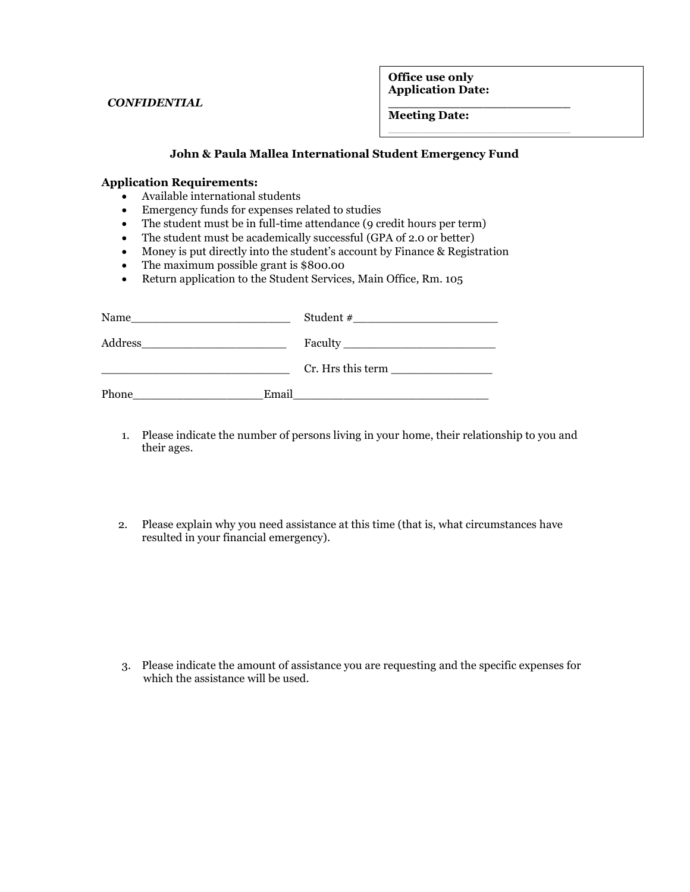*CONFIDENTIAL*

**Office use only**
**Application Date:**
**______________________**
**Meeting Date:**
______________________

**John & Paula Mallea International Student Emergency Fund**

**Application Requirements:**

- Available international students
- Emergency funds for expenses related to studies
- The student must be in full-time attendance (9 credit hours per term)
- The student must be academically successful (GPA of 2.0 or better)
- Money is put directly into the student's account by Finance & Registration
- The maximum possible grant is $800.00
- Return application to the Student Services, Main Office, Rm. 105

Name______________________ Student #____________________

Address____________________ Faculty ____________________

__________________________ Cr. Hrs this term _____________

Phone_________________Email__________________________

1. Please indicate the number of persons living in your home, their relationship to you and their ages.

2. Please explain why you need assistance at this time (that is, what circumstances have resulted in your financial emergency).

3. Please indicate the amount of assistance you are requesting and the specific expenses for which the assistance will be used.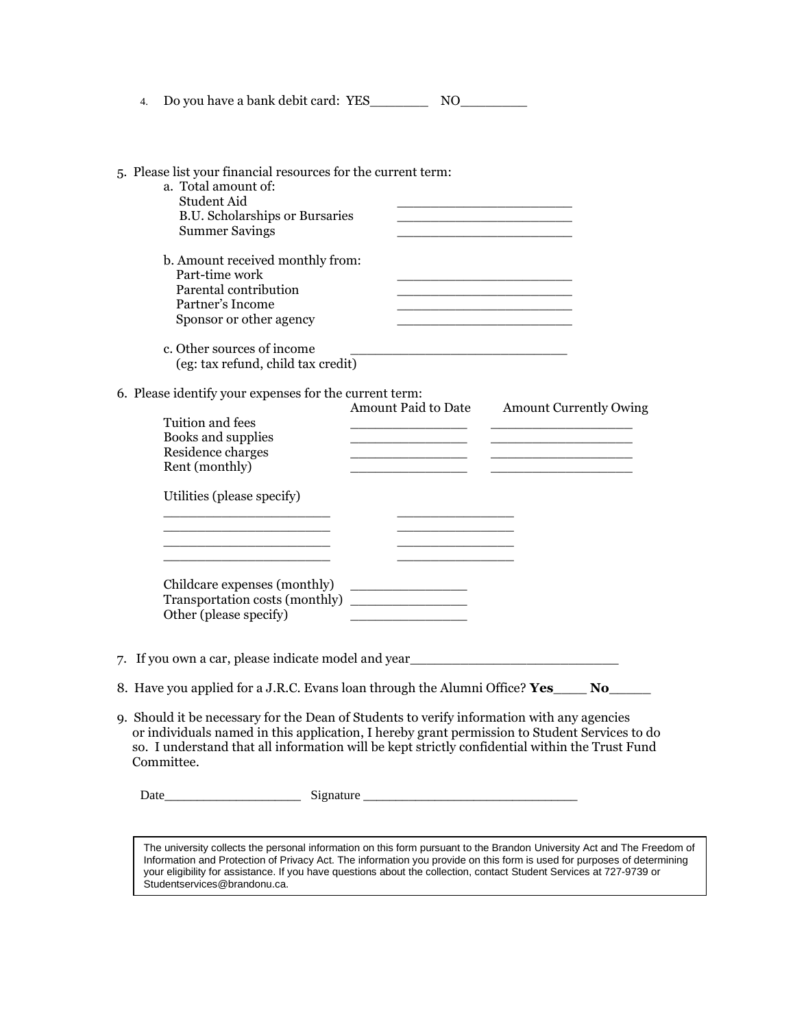4. Do you have a bank debit card: YES_______ NO________

5. Please list your financial resources for the current term:
   a. Total amount of:
      Student Aid ____________________
      B.U. Scholarships or Bursaries ____________________
      Summer Savings ____________________

   b. Amount received monthly from:
      Part-time work ____________________
      Parental contribution ____________________
      Partner's Income ____________________
      Sponsor or other agency ____________________

   c. Other sources of income ________________________
      (eg: tax refund, child tax credit)

6. Please identify your expenses for the current term:

| | Amount Paid to Date | Amount Currently Owing |
|---|---|---|
| Tuition and fees | _____________ | ________________ |
| Books and supplies | _____________ | ________________ |
| Residence charges | _____________ | ________________ |
| Rent (monthly) | _____________ | ________________ |

   Utilities (please specify)

   ____________________ _____________
   ____________________ _____________
   ____________________ _____________
   ____________________ _____________

   Childcare expenses (monthly) _____________
   Transportation costs (monthly) _____________
   Other (please specify) _____________

7. If you own a car, please indicate model and year________________________

8. Have you applied for a J.R.C. Evans loan through the Alumni Office? **Yes**____ **No**_____

9. Should it be necessary for the Dean of Students to verify information with any agencies or individuals named in this application, I hereby grant permission to Student Services to do so. I understand that all information will be kept strictly confidential within the Trust Fund Committee.

Date_________________ Signature __________________________

The university collects the personal information on this form pursuant to the Brandon University Act and The Freedom of Information and Protection of Privacy Act. The information you provide on this form is used for purposes of determining your eligibility for assistance. If you have questions about the collection, contact Student Services at 727-9739 or Studentservices@brandonu.ca.